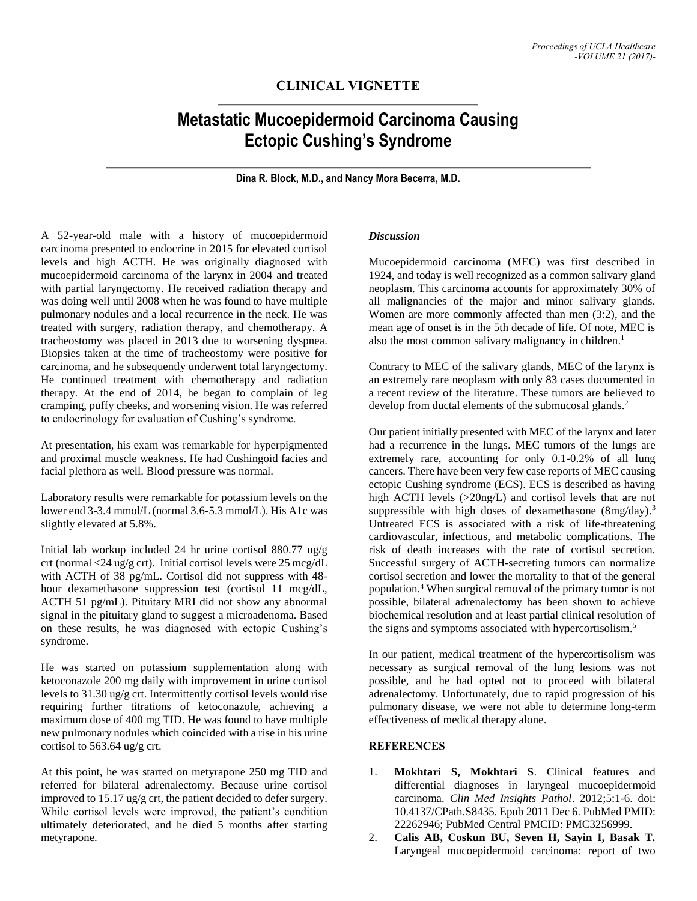## CLINICAL VIGNETTE

# Metastatic Mucoepidermoid Carcinoma Causing Ectopic Cushing's Syndrome

**Dina R. Block, M.D., and Nancy Mora Becerra, M.D.**

A 52-year-old male with a history of mucoepidermoid carcinoma presented to endocrine in 2015 for elevated cortisol levels and high ACTH. He was originally diagnosed with mucoepidermoid carcinoma of the larynx in 2004 and treated with partial laryngectomy. He received radiation therapy and was doing well until 2008 when he was found to have multiple pulmonary nodules and a local recurrence in the neck. He was treated with surgery, radiation therapy, and chemotherapy. A tracheostomy was placed in 2013 due to worsening dyspnea. Biopsies taken at the time of tracheostomy were positive for carcinoma, and he subsequently underwent total laryngectomy. He continued treatment with chemotherapy and radiation therapy. At the end of 2014, he began to complain of leg cramping, puffy cheeks, and worsening vision. He was referred to endocrinology for evaluation of Cushing's syndrome.

At presentation, his exam was remarkable for hyperpigmented and proximal muscle weakness. He had Cushingoid facies and facial plethora as well. Blood pressure was normal.

Laboratory results were remarkable for potassium levels on the lower end 3-3.4 mmol/L (normal 3.6-5.3 mmol/L). His A1c was slightly elevated at 5.8%.

Initial lab workup included 24 hr urine cortisol 880.77 ug/g crt (normal <24 ug/g crt). Initial cortisol levels were 25 mcg/dL with ACTH of 38 pg/mL. Cortisol did not suppress with 48-hour dexamethasone suppression test (cortisol 11 mcg/dL, ACTH 51 pg/mL). Pituitary MRI did not show any abnormal signal in the pituitary gland to suggest a microadenoma. Based on these results, he was diagnosed with ectopic Cushing's syndrome.

He was started on potassium supplementation along with ketoconazole 200 mg daily with improvement in urine cortisol levels to 31.30 ug/g crt. Intermittently cortisol levels would rise requiring further titrations of ketoconazole, achieving a maximum dose of 400 mg TID. He was found to have multiple new pulmonary nodules which coincided with a rise in his urine cortisol to 563.64 ug/g crt.

At this point, he was started on metyrapone 250 mg TID and referred for bilateral adrenalectomy. Because urine cortisol improved to 15.17 ug/g crt, the patient decided to defer surgery. While cortisol levels were improved, the patient's condition ultimately deteriorated, and he died 5 months after starting metyrapone.

### *Discussion*

Mucoepidermoid carcinoma (MEC) was first described in 1924, and today is well recognized as a common salivary gland neoplasm. This carcinoma accounts for approximately 30% of all malignancies of the major and minor salivary glands. Women are more commonly affected than men (3:2), and the mean age of onset is in the 5th decade of life. Of note, MEC is also the most common salivary malignancy in children.[1]

Contrary to MEC of the salivary glands, MEC of the larynx is an extremely rare neoplasm with only 83 cases documented in a recent review of the literature. These tumors are believed to develop from ductal elements of the submucosal glands.[2]

Our patient initially presented with MEC of the larynx and later had a recurrence in the lungs. MEC tumors of the lungs are extremely rare, accounting for only 0.1-0.2% of all lung cancers. There have been very few case reports of MEC causing ectopic Cushing syndrome (ECS). ECS is described as having high ACTH levels (>20ng/L) and cortisol levels that are not suppressible with high doses of dexamethasone (8mg/day).[3] Untreated ECS is associated with a risk of life-threatening cardiovascular, infectious, and metabolic complications. The risk of death increases with the rate of cortisol secretion. Successful surgery of ACTH-secreting tumors can normalize cortisol secretion and lower the mortality to that of the general population.[4] When surgical removal of the primary tumor is not possible, bilateral adrenalectomy has been shown to achieve biochemical resolution and at least partial clinical resolution of the signs and symptoms associated with hypercortisolism.[5]

In our patient, medical treatment of the hypercortisolism was necessary as surgical removal of the lung lesions was not possible, and he had opted not to proceed with bilateral adrenalectomy. Unfortunately, due to rapid progression of his pulmonary disease, we were not able to determine long-term effectiveness of medical therapy alone.

### REFERENCES

1. **Mokhtari S, Mokhtari S**. Clinical features and differential diagnoses in laryngeal mucoepidermoid carcinoma. *Clin Med Insights Pathol*. 2012;5:1-6. doi: 10.4137/CPath.S8435. Epub 2011 Dec 6. PubMed PMID: 22262946; PubMed Central PMCID: PMC3256999.
2. **Calis AB, Coskun BU, Seven H, Sayin I, Basak T.** Laryngeal mucoepidermoid carcinoma: report of two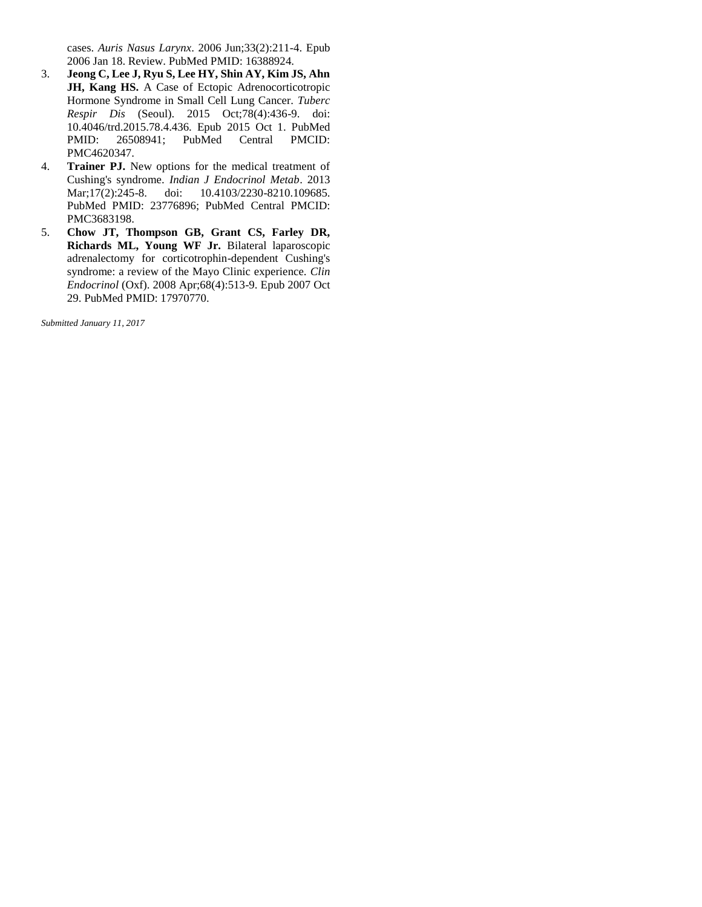cases. *Auris Nasus Larynx*. 2006 Jun;33(2):211-4. Epub 2006 Jan 18. Review. PubMed PMID: 16388924.

3. **Jeong C, Lee J, Ryu S, Lee HY, Shin AY, Kim JS, Ahn JH, Kang HS.** A Case of Ectopic Adrenocorticotropic Hormone Syndrome in Small Cell Lung Cancer. *Tuberc Respir Dis* (Seoul). 2015 Oct;78(4):436-9. doi: 10.4046/trd.2015.78.4.436. Epub 2015 Oct 1. PubMed PMID: 26508941; PubMed Central PMCID: PMC4620347.
4. **Trainer PJ.** New options for the medical treatment of Cushing's syndrome. *Indian J Endocrinol Metab*. 2013 Mar;17(2):245-8. doi: 10.4103/2230-8210.109685. PubMed PMID: 23776896; PubMed Central PMCID: PMC3683198.
5. **Chow JT, Thompson GB, Grant CS, Farley DR, Richards ML, Young WF Jr.** Bilateral laparoscopic adrenalectomy for corticotrophin-dependent Cushing's syndrome: a review of the Mayo Clinic experience. *Clin Endocrinol* (Oxf). 2008 Apr;68(4):513-9. Epub 2007 Oct 29. PubMed PMID: 17970770.

*Submitted January 11, 2017*